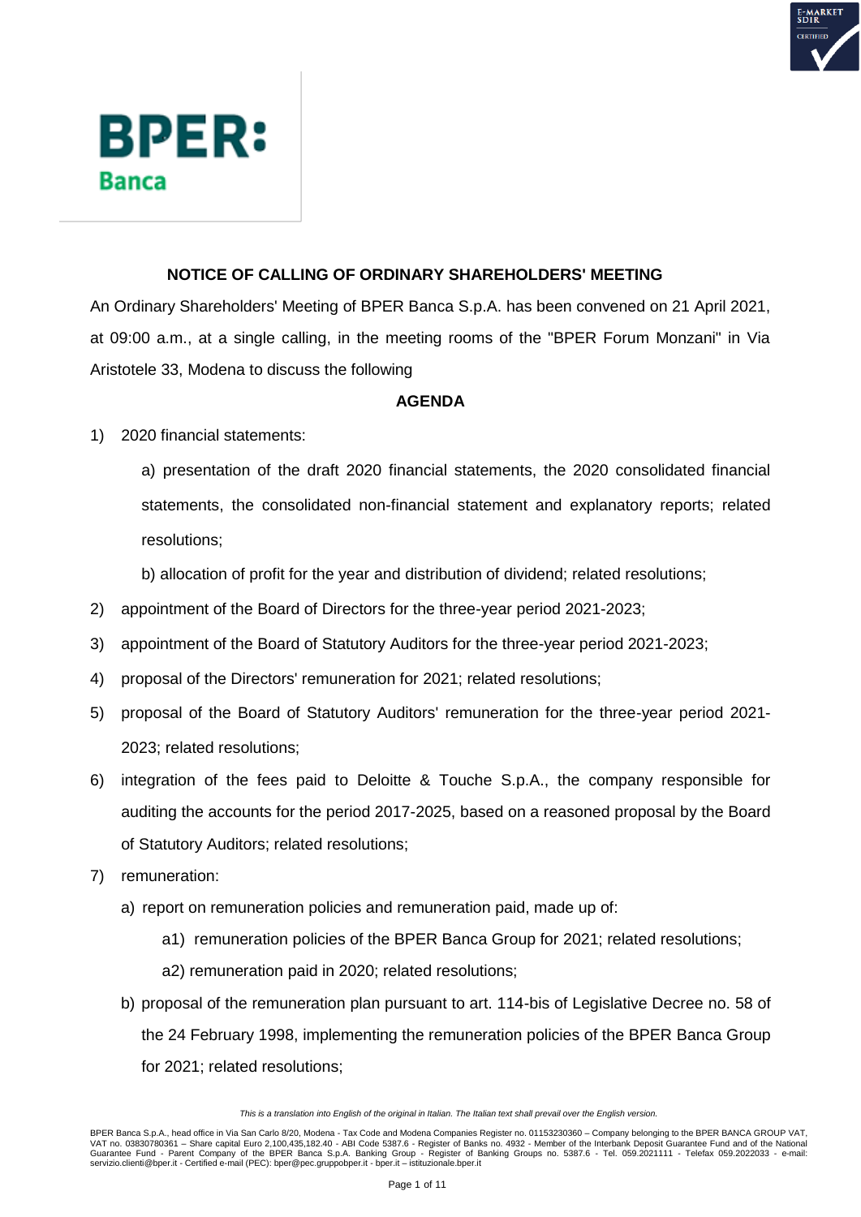## NOTICE OF CALLING OF ORDINARY SHAREHOLDERS' MEETING

An Ordinary Shareholders' Meeting of BPER Banca S.p.A. has been convened on 21 April 2021, at 09:00 a.m., at a single calling, in the meeting rooms of the "BPER Forum Monzani" in Via Aristotele 33, Modena to discuss the following

### AGENDA

1) 2020 financial statements:

    a) presentation of the draft 2020 financial statements, the 2020 consolidated financial statements, the consolidated non-financial statement and explanatory reports; related resolutions;

    b) allocation of profit for the year and distribution of dividend; related resolutions;

2) appointment of the Board of Directors for the three-year period 2021-2023;
3) appointment of the Board of Statutory Auditors for the three-year period 2021-2023;
4) proposal of the Directors' remuneration for 2021; related resolutions;
5) proposal of the Board of Statutory Auditors' remuneration for the three-year period 2021-2023; related resolutions;
6) integration of the fees paid to Deloitte & Touche S.p.A., the company responsible for auditing the accounts for the period 2017-2025, based on a reasoned proposal by the Board of Statutory Auditors; related resolutions;
7) remuneration:
    a) report on remuneration policies and remuneration paid, made up of:
        a1) remuneration policies of the BPER Banca Group for 2021; related resolutions;
        a2) remuneration paid in 2020; related resolutions;
    b) proposal of the remuneration plan pursuant to art. 114-bis of Legislative Decree no. 58 of the 24 February 1998, implementing the remuneration policies of the BPER Banca Group for 2021; related resolutions;

*This is a translation into English of the original in Italian. The Italian text shall prevail over the English version.*

BPER Banca S.p.A., head office in Via San Carlo 8/20, Modena - Tax Code and Modena Companies Register no. 01153230360 – Company belonging to the BPER BANCA GROUP VAT, VAT no. 03830780361 – Share capital Euro 2,100,435,182.40 - ABI Code 5387.6 - Register of Banks no. 4932 - Member of the Interbank Deposit Guarantee Fund and of the National Guarantee Fund - Parent Company of the BPER Banca S.p.A. Banking Group - Register of Banking Groups no. 5387.6 - Tel. 059.2021111 - Telefax 059.2022033 - e-mail: servizio.clienti@bper.it - Certified e-mail (PEC): bper@pec.gruppobper.it - bper.it – istituzionale.bper.it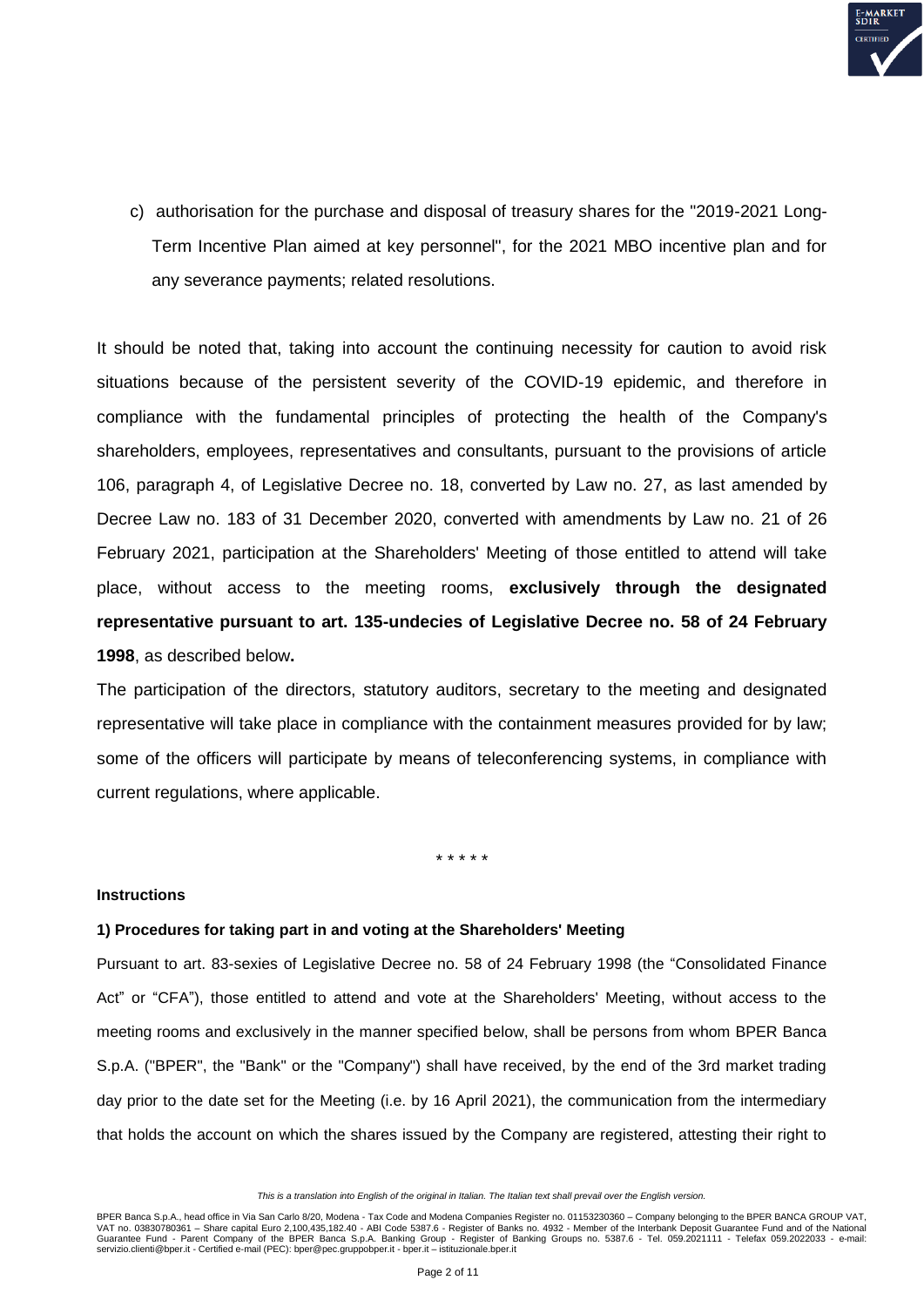c) authorisation for the purchase and disposal of treasury shares for the "2019-2021 Long-Term Incentive Plan aimed at key personnel", for the 2021 MBO incentive plan and for any severance payments; related resolutions.

It should be noted that, taking into account the continuing necessity for caution to avoid risk situations because of the persistent severity of the COVID-19 epidemic, and therefore in compliance with the fundamental principles of protecting the health of the Company's shareholders, employees, representatives and consultants, pursuant to the provisions of article 106, paragraph 4, of Legislative Decree no. 18, converted by Law no. 27, as last amended by Decree Law no. 183 of 31 December 2020, converted with amendments by Law no. 21 of 26 February 2021, participation at the Shareholders' Meeting of those entitled to attend will take place, without access to the meeting rooms, **exclusively through the designated representative pursuant to art. 135-undecies of Legislative Decree no. 58 of 24 February 1998**, as described below**.**

The participation of the directors, statutory auditors, secretary to the meeting and designated representative will take place in compliance with the containment measures provided for by law; some of the officers will participate by means of teleconferencing systems, in compliance with current regulations, where applicable.

\* \* \* \* \*

**Instructions**

**1) Procedures for taking part in and voting at the Shareholders' Meeting**

Pursuant to art. 83-sexies of Legislative Decree no. 58 of 24 February 1998 (the "Consolidated Finance Act" or "CFA"), those entitled to attend and vote at the Shareholders' Meeting, without access to the meeting rooms and exclusively in the manner specified below, shall be persons from whom BPER Banca S.p.A. ("BPER", the "Bank" or the "Company") shall have received, by the end of the 3rd market trading day prior to the date set for the Meeting (i.e. by 16 April 2021), the communication from the intermediary that holds the account on which the shares issued by the Company are registered, attesting their right to

*This is a translation into English of the original in Italian. The Italian text shall prevail over the English version.*

BPER Banca S.p.A., head office in Via San Carlo 8/20, Modena - Tax Code and Modena Companies Register no. 01153230360 – Company belonging to the BPER BANCA GROUP VAT, VAT no. 03830780361 – Share capital Euro 2,100,435,182.40 - ABI Code 5387.6 - Register of Banks no. 4932 - Member of the Interbank Deposit Guarantee Fund and of the National Guarantee Fund - Parent Company of the BPER Banca S.p.A. Banking Group - Register of Banking Groups no. 5387.6 - Tel. 059.2021111 - Telefax 059.2022033 - e-mail: servizio.clienti@bper.it - Certified e-mail (PEC): bper@pec.gruppobper.it - bper.it – istituzionale.bper.it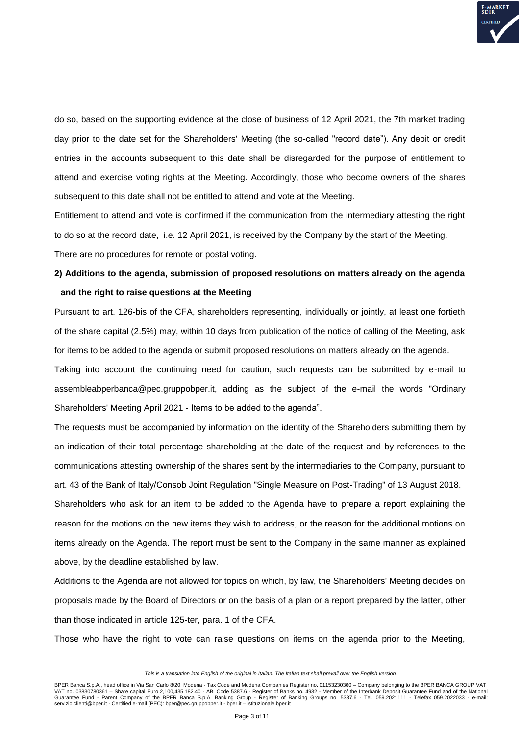do so, based on the supporting evidence at the close of business of 12 April 2021, the 7th market trading day prior to the date set for the Shareholders' Meeting (the so-called "record date"). Any debit or credit entries in the accounts subsequent to this date shall be disregarded for the purpose of entitlement to attend and exercise voting rights at the Meeting. Accordingly, those who become owners of the shares subsequent to this date shall not be entitled to attend and vote at the Meeting.

Entitlement to attend and vote is confirmed if the communication from the intermediary attesting the right to do so at the record date, i.e. 12 April 2021, is received by the Company by the start of the Meeting.

There are no procedures for remote or postal voting.

**2) Additions to the agenda, submission of proposed resolutions on matters already on the agenda and the right to raise questions at the Meeting**

Pursuant to art. 126-bis of the CFA, shareholders representing, individually or jointly, at least one fortieth of the share capital (2.5%) may, within 10 days from publication of the notice of calling of the Meeting, ask for items to be added to the agenda or submit proposed resolutions on matters already on the agenda.

Taking into account the continuing need for caution, such requests can be submitted by e-mail to assembleabperbanca@pec.gruppobper.it, adding as the subject of the e-mail the words "Ordinary Shareholders' Meeting April 2021 - Items to be added to the agenda".

The requests must be accompanied by information on the identity of the Shareholders submitting them by an indication of their total percentage shareholding at the date of the request and by references to the communications attesting ownership of the shares sent by the intermediaries to the Company, pursuant to art. 43 of the Bank of Italy/Consob Joint Regulation "Single Measure on Post-Trading" of 13 August 2018.

Shareholders who ask for an item to be added to the Agenda have to prepare a report explaining the reason for the motions on the new items they wish to address, or the reason for the additional motions on items already on the Agenda. The report must be sent to the Company in the same manner as explained above, by the deadline established by law.

Additions to the Agenda are not allowed for topics on which, by law, the Shareholders' Meeting decides on proposals made by the Board of Directors or on the basis of a plan or a report prepared by the latter, other than those indicated in article 125-ter, para. 1 of the CFA.

Those who have the right to vote can raise questions on items on the agenda prior to the Meeting,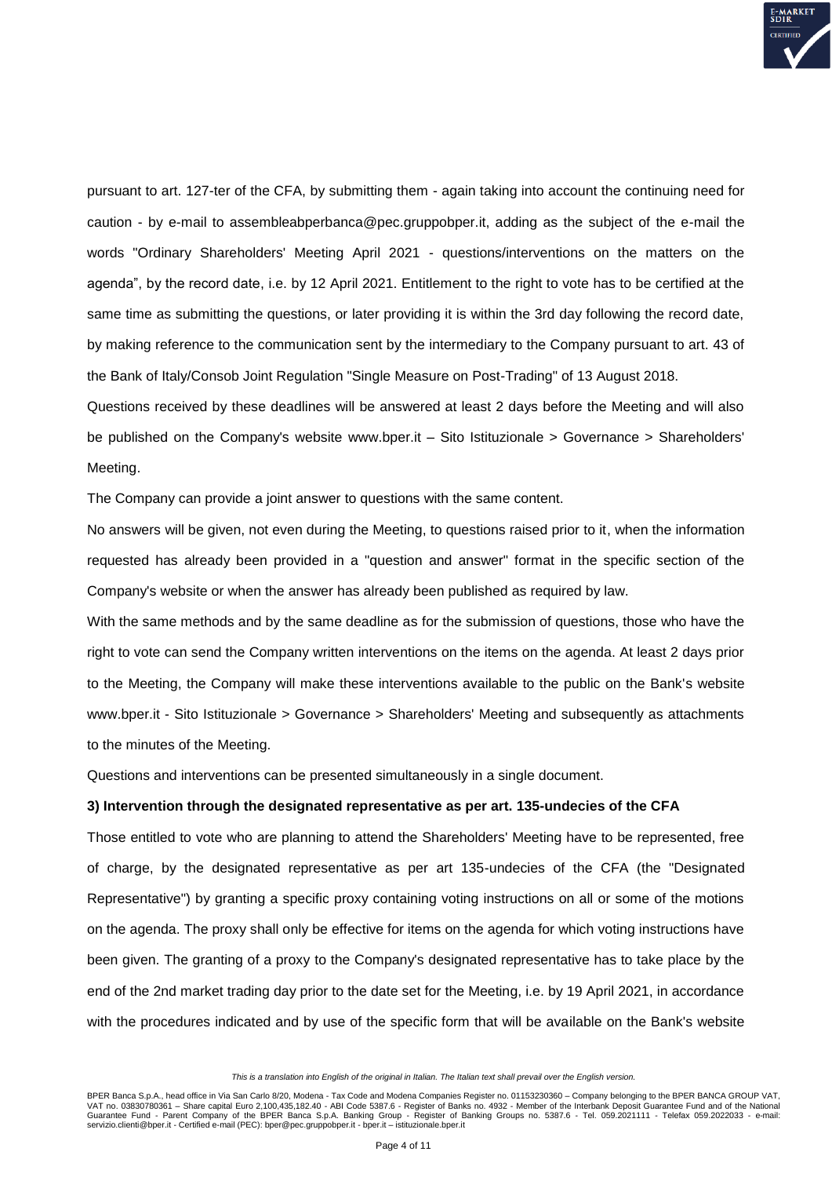pursuant to art. 127-ter of the CFA, by submitting them - again taking into account the continuing need for caution - by e-mail to assembleabperbanca@pec.gruppobper.it, adding as the subject of the e-mail the words "Ordinary Shareholders' Meeting April 2021 - questions/interventions on the matters on the agenda", by the record date, i.e. by 12 April 2021. Entitlement to the right to vote has to be certified at the same time as submitting the questions, or later providing it is within the 3rd day following the record date, by making reference to the communication sent by the intermediary to the Company pursuant to art. 43 of the Bank of Italy/Consob Joint Regulation "Single Measure on Post-Trading" of 13 August 2018.

Questions received by these deadlines will be answered at least 2 days before the Meeting and will also be published on the Company's website www.bper.it – Sito Istituzionale > Governance > Shareholders' Meeting.

The Company can provide a joint answer to questions with the same content.

No answers will be given, not even during the Meeting, to questions raised prior to it, when the information requested has already been provided in a "question and answer" format in the specific section of the Company's website or when the answer has already been published as required by law.

With the same methods and by the same deadline as for the submission of questions, those who have the right to vote can send the Company written interventions on the items on the agenda. At least 2 days prior to the Meeting, the Company will make these interventions available to the public on the Bank's website www.bper.it - Sito Istituzionale > Governance > Shareholders' Meeting and subsequently as attachments to the minutes of the Meeting.

Questions and interventions can be presented simultaneously in a single document.

**3) Intervention through the designated representative as per art. 135-undecies of the CFA**

Those entitled to vote who are planning to attend the Shareholders' Meeting have to be represented, free of charge, by the designated representative as per art 135-undecies of the CFA (the "Designated Representative") by granting a specific proxy containing voting instructions on all or some of the motions on the agenda. The proxy shall only be effective for items on the agenda for which voting instructions have been given. The granting of a proxy to the Company's designated representative has to take place by the end of the 2nd market trading day prior to the date set for the Meeting, i.e. by 19 April 2021, in accordance with the procedures indicated and by use of the specific form that will be available on the Bank's website

*This is a translation into English of the original in Italian. The Italian text shall prevail over the English version.*

BPER Banca S.p.A., head office in Via San Carlo 8/20, Modena - Tax Code and Modena Companies Register no. 01153230360 – Company belonging to the BPER BANCA GROUP VAT, VAT no. 03830780361 – Share capital Euro 2,100,435,182.40 - ABI Code 5387.6 - Register of Banks no. 4932 - Member of the Interbank Deposit Guarantee Fund and of the National Guarantee Fund - Parent Company of the BPER Banca S.p.A. Banking Group - Register of Banking Groups no. 5387.6 - Tel. 059.2021111 - Telefax 059.2022033 - e-mail: servizio.clienti@bper.it - Certified e-mail (PEC): bper@pec.gruppobper.it - bper.it – istituzionale.bper.it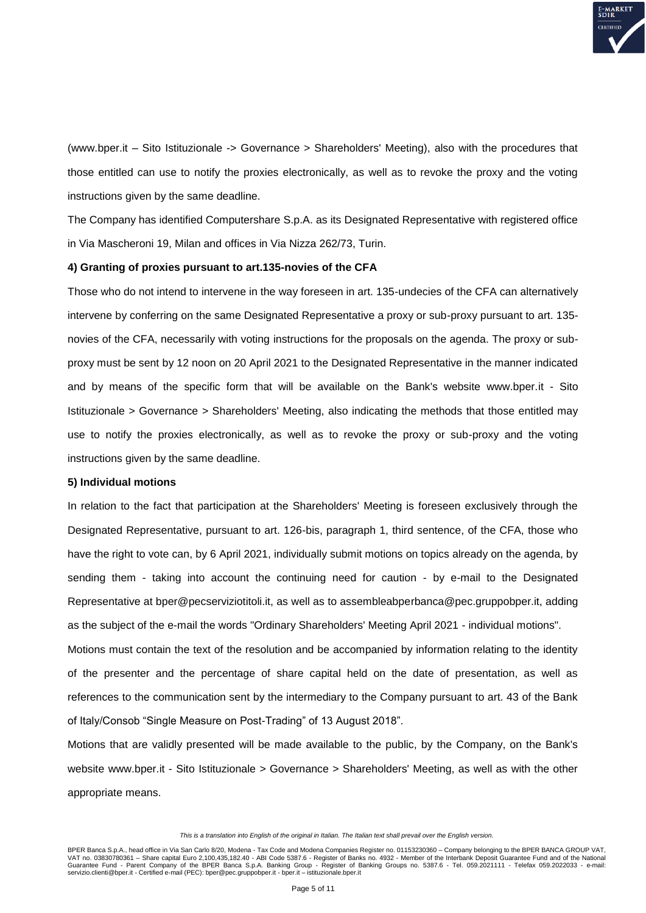(www.bper.it – Sito Istituzionale -> Governance > Shareholders' Meeting), also with the procedures that those entitled can use to notify the proxies electronically, as well as to revoke the proxy and the voting instructions given by the same deadline.

The Company has identified Computershare S.p.A. as its Designated Representative with registered office in Via Mascheroni 19, Milan and offices in Via Nizza 262/73, Turin.

**4) Granting of proxies pursuant to art.135-novies of the CFA**

Those who do not intend to intervene in the way foreseen in art. 135-undecies of the CFA can alternatively intervene by conferring on the same Designated Representative a proxy or sub-proxy pursuant to art. 135-novies of the CFA, necessarily with voting instructions for the proposals on the agenda. The proxy or sub-proxy must be sent by 12 noon on 20 April 2021 to the Designated Representative in the manner indicated and by means of the specific form that will be available on the Bank's website www.bper.it - Sito Istituzionale > Governance > Shareholders' Meeting, also indicating the methods that those entitled may use to notify the proxies electronically, as well as to revoke the proxy or sub-proxy and the voting instructions given by the same deadline.

**5) Individual motions**

In relation to the fact that participation at the Shareholders' Meeting is foreseen exclusively through the Designated Representative, pursuant to art. 126-bis, paragraph 1, third sentence, of the CFA, those who have the right to vote can, by 6 April 2021, individually submit motions on topics already on the agenda, by sending them - taking into account the continuing need for caution - by e-mail to the Designated Representative at bper@pecserviziotitoli.it, as well as to assembleabperbanca@pec.gruppobper.it, adding as the subject of the e-mail the words "Ordinary Shareholders' Meeting April 2021 - individual motions".

Motions must contain the text of the resolution and be accompanied by information relating to the identity of the presenter and the percentage of share capital held on the date of presentation, as well as references to the communication sent by the intermediary to the Company pursuant to art. 43 of the Bank of Italy/Consob "Single Measure on Post-Trading" of 13 August 2018".

Motions that are validly presented will be made available to the public, by the Company, on the Bank's website www.bper.it - Sito Istituzionale > Governance > Shareholders' Meeting, as well as with the other appropriate means.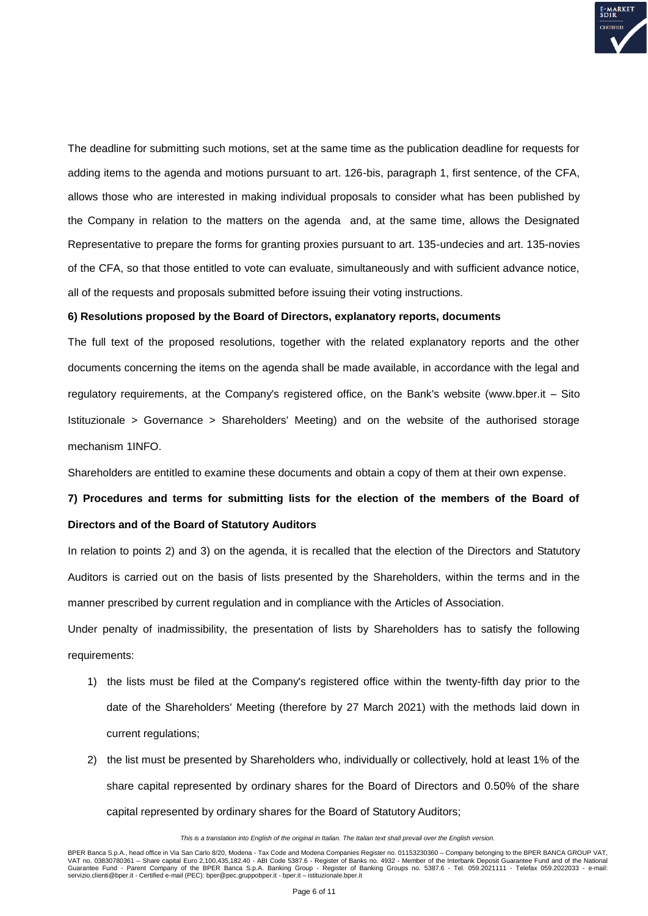The deadline for submitting such motions, set at the same time as the publication deadline for requests for adding items to the agenda and motions pursuant to art. 126-bis, paragraph 1, first sentence, of the CFA, allows those who are interested in making individual proposals to consider what has been published by the Company in relation to the matters on the agenda and, at the same time, allows the Designated Representative to prepare the forms for granting proxies pursuant to art. 135-undecies and art. 135-novies of the CFA, so that those entitled to vote can evaluate, simultaneously and with sufficient advance notice, all of the requests and proposals submitted before issuing their voting instructions.

**6) Resolutions proposed by the Board of Directors, explanatory reports, documents**

The full text of the proposed resolutions, together with the related explanatory reports and the other documents concerning the items on the agenda shall be made available, in accordance with the legal and regulatory requirements, at the Company's registered office, on the Bank's website (www.bper.it – Sito Istituzionale > Governance > Shareholders' Meeting) and on the website of the authorised storage mechanism 1INFO.

Shareholders are entitled to examine these documents and obtain a copy of them at their own expense.

**7) Procedures and terms for submitting lists for the election of the members of the Board of Directors and of the Board of Statutory Auditors**

In relation to points 2) and 3) on the agenda, it is recalled that the election of the Directors and Statutory Auditors is carried out on the basis of lists presented by the Shareholders, within the terms and in the manner prescribed by current regulation and in compliance with the Articles of Association.

Under penalty of inadmissibility, the presentation of lists by Shareholders has to satisfy the following requirements:

1) the lists must be filed at the Company's registered office within the twenty-fifth day prior to the date of the Shareholders' Meeting (therefore by 27 March 2021) with the methods laid down in current regulations;
2) the list must be presented by Shareholders who, individually or collectively, hold at least 1% of the share capital represented by ordinary shares for the Board of Directors and 0.50% of the share capital represented by ordinary shares for the Board of Statutory Auditors;

*This is a translation into English of the original in Italian. The Italian text shall prevail over the English version.*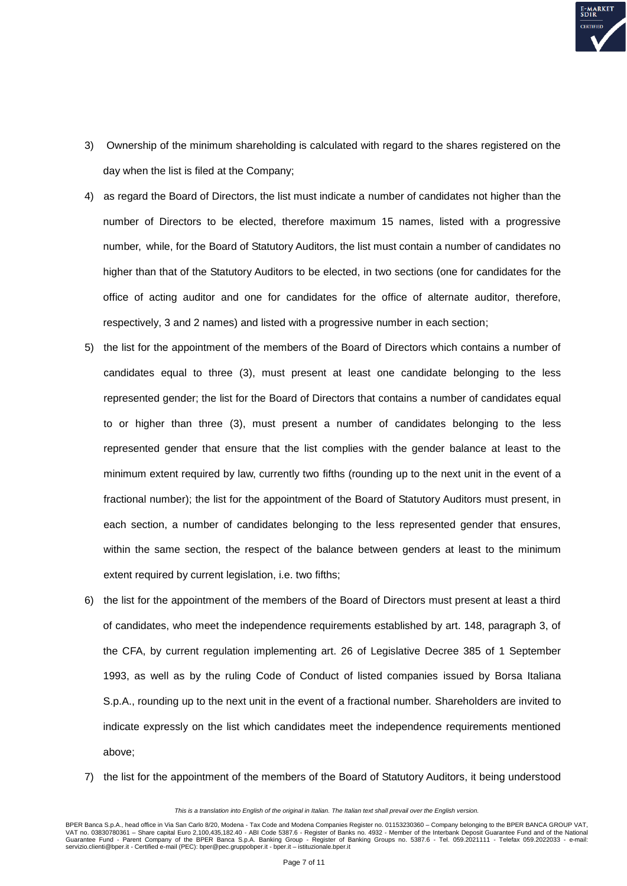3) Ownership of the minimum shareholding is calculated with regard to the shares registered on the day when the list is filed at the Company;
4) as regard the Board of Directors, the list must indicate a number of candidates not higher than the number of Directors to be elected, therefore maximum 15 names, listed with a progressive number, while, for the Board of Statutory Auditors, the list must contain a number of candidates no higher than that of the Statutory Auditors to be elected, in two sections (one for candidates for the office of acting auditor and one for candidates for the office of alternate auditor, therefore, respectively, 3 and 2 names) and listed with a progressive number in each section;
5) the list for the appointment of the members of the Board of Directors which contains a number of candidates equal to three (3), must present at least one candidate belonging to the less represented gender; the list for the Board of Directors that contains a number of candidates equal to or higher than three (3), must present a number of candidates belonging to the less represented gender that ensure that the list complies with the gender balance at least to the minimum extent required by law, currently two fifths (rounding up to the next unit in the event of a fractional number); the list for the appointment of the Board of Statutory Auditors must present, in each section, a number of candidates belonging to the less represented gender that ensures, within the same section, the respect of the balance between genders at least to the minimum extent required by current legislation, i.e. two fifths;
6) the list for the appointment of the members of the Board of Directors must present at least a third of candidates, who meet the independence requirements established by art. 148, paragraph 3, of the CFA, by current regulation implementing art. 26 of Legislative Decree 385 of 1 September 1993, as well as by the ruling Code of Conduct of listed companies issued by Borsa Italiana S.p.A., rounding up to the next unit in the event of a fractional number. Shareholders are invited to indicate expressly on the list which candidates meet the independence requirements mentioned above;
7) the list for the appointment of the members of the Board of Statutory Auditors, it being understood

*This is a translation into English of the original in Italian. The Italian text shall prevail over the English version.*

BPER Banca S.p.A., head office in Via San Carlo 8/20, Modena - Tax Code and Modena Companies Register no. 01153230360 – Company belonging to the BPER BANCA GROUP VAT, VAT no. 03830780361 – Share capital Euro 2,100,435,182.40 - ABI Code 5387.6 - Register of Banks no. 4932 - Member of the Interbank Deposit Guarantee Fund and of the National Guarantee Fund - Parent Company of the BPER Banca S.p.A. Banking Group - Register of Banking Groups no. 5387.6 - Tel. 059.2021111 - Telefax 059.2022033 - e-mail: servizio.clienti@bper.it - Certified e-mail (PEC): bper@pec.gruppobper.it - bper.it – istituzionale.bper.it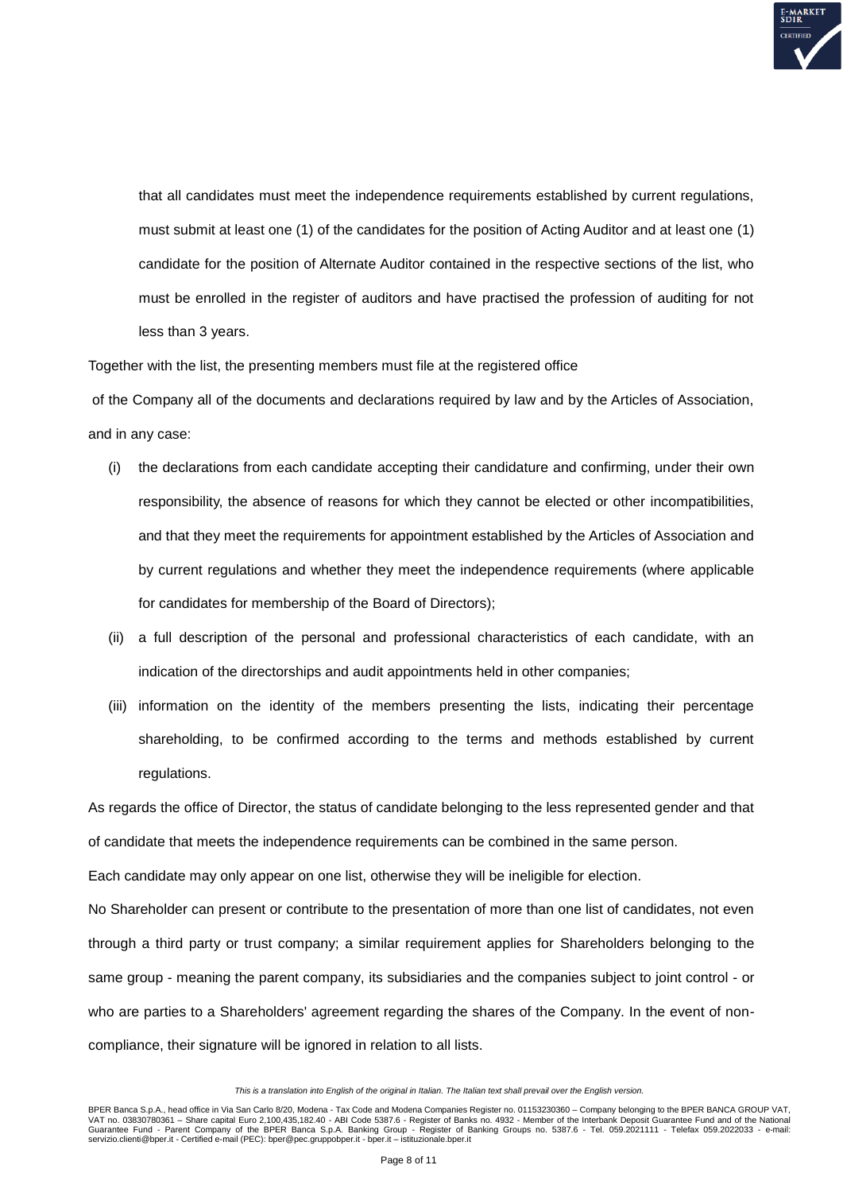that all candidates must meet the independence requirements established by current regulations, must submit at least one (1) of the candidates for the position of Acting Auditor and at least one (1) candidate for the position of Alternate Auditor contained in the respective sections of the list, who must be enrolled in the register of auditors and have practised the profession of auditing for not less than 3 years.

Together with the list, the presenting members must file at the registered office of the Company all of the documents and declarations required by law and by the Articles of Association, and in any case:

(i) the declarations from each candidate accepting their candidature and confirming, under their own responsibility, the absence of reasons for which they cannot be elected or other incompatibilities, and that they meet the requirements for appointment established by the Articles of Association and by current regulations and whether they meet the independence requirements (where applicable for candidates for membership of the Board of Directors);

(ii) a full description of the personal and professional characteristics of each candidate, with an indication of the directorships and audit appointments held in other companies;

(iii) information on the identity of the members presenting the lists, indicating their percentage shareholding, to be confirmed according to the terms and methods established by current regulations.

As regards the office of Director, the status of candidate belonging to the less represented gender and that of candidate that meets the independence requirements can be combined in the same person.

Each candidate may only appear on one list, otherwise they will be ineligible for election.

No Shareholder can present or contribute to the presentation of more than one list of candidates, not even through a third party or trust company; a similar requirement applies for Shareholders belonging to the same group - meaning the parent company, its subsidiaries and the companies subject to joint control - or who are parties to a Shareholders' agreement regarding the shares of the Company. In the event of non-compliance, their signature will be ignored in relation to all lists.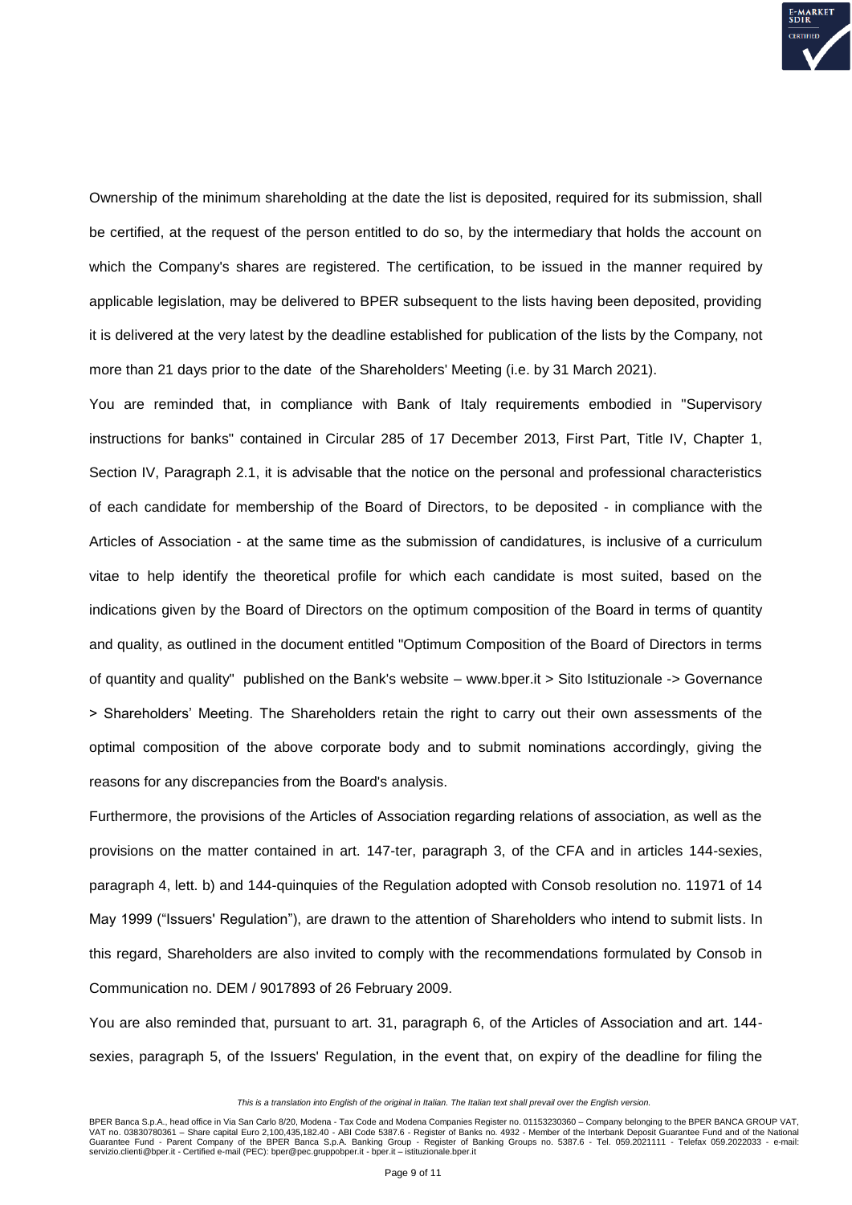Ownership of the minimum shareholding at the date the list is deposited, required for its submission, shall be certified, at the request of the person entitled to do so, by the intermediary that holds the account on which the Company's shares are registered. The certification, to be issued in the manner required by applicable legislation, may be delivered to BPER subsequent to the lists having been deposited, providing it is delivered at the very latest by the deadline established for publication of the lists by the Company, not more than 21 days prior to the date of the Shareholders' Meeting (i.e. by 31 March 2021).

You are reminded that, in compliance with Bank of Italy requirements embodied in "Supervisory instructions for banks" contained in Circular 285 of 17 December 2013, First Part, Title IV, Chapter 1, Section IV, Paragraph 2.1, it is advisable that the notice on the personal and professional characteristics of each candidate for membership of the Board of Directors, to be deposited - in compliance with the Articles of Association - at the same time as the submission of candidatures, is inclusive of a curriculum vitae to help identify the theoretical profile for which each candidate is most suited, based on the indications given by the Board of Directors on the optimum composition of the Board in terms of quantity and quality, as outlined in the document entitled "Optimum Composition of the Board of Directors in terms of quantity and quality" published on the Bank's website – www.bper.it > Sito Istituzionale -> Governance > Shareholders' Meeting. The Shareholders retain the right to carry out their own assessments of the optimal composition of the above corporate body and to submit nominations accordingly, giving the reasons for any discrepancies from the Board's analysis.

Furthermore, the provisions of the Articles of Association regarding relations of association, as well as the provisions on the matter contained in art. 147-ter, paragraph 3, of the CFA and in articles 144-sexies, paragraph 4, lett. b) and 144-quinquies of the Regulation adopted with Consob resolution no. 11971 of 14 May 1999 ("Issuers' Regulation"), are drawn to the attention of Shareholders who intend to submit lists. In this regard, Shareholders are also invited to comply with the recommendations formulated by Consob in Communication no. DEM / 9017893 of 26 February 2009.

You are also reminded that, pursuant to art. 31, paragraph 6, of the Articles of Association and art. 144-sexies, paragraph 5, of the Issuers' Regulation, in the event that, on expiry of the deadline for filing the

*This is a translation into English of the original in Italian. The Italian text shall prevail over the English version.*

BPER Banca S.p.A., head office in Via San Carlo 8/20, Modena - Tax Code and Modena Companies Register no. 01153230360 – Company belonging to the BPER BANCA GROUP VAT, VAT no. 03830780361 – Share capital Euro 2,100,435,182.40 - ABI Code 5387.6 - Register of Banks no. 4932 - Member of the Interbank Deposit Guarantee Fund and of the National Guarantee Fund - Parent Company of the BPER Banca S.p.A. Banking Group - Register of Banking Groups no. 5387.6 - Tel. 059.2021111 - Telefax 059.2022033 - e-mail: servizio.clienti@bper.it - Certified e-mail (PEC): bper@pec.gruppobper.it - bper.it – istituzionale.bper.it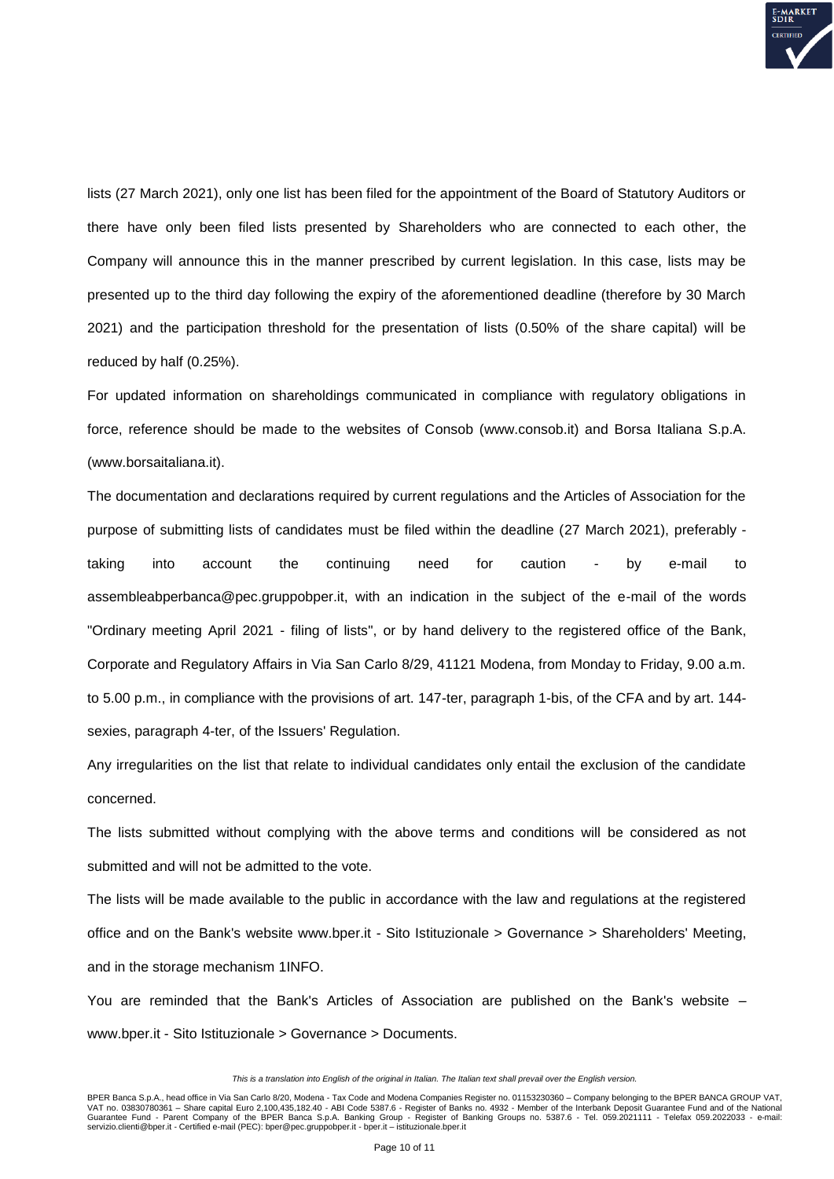lists (27 March 2021), only one list has been filed for the appointment of the Board of Statutory Auditors or there have only been filed lists presented by Shareholders who are connected to each other, the Company will announce this in the manner prescribed by current legislation. In this case, lists may be presented up to the third day following the expiry of the aforementioned deadline (therefore by 30 March 2021) and the participation threshold for the presentation of lists (0.50% of the share capital) will be reduced by half (0.25%).

For updated information on shareholdings communicated in compliance with regulatory obligations in force, reference should be made to the websites of Consob (www.consob.it) and Borsa Italiana S.p.A. (www.borsaitaliana.it).

The documentation and declarations required by current regulations and the Articles of Association for the purpose of submitting lists of candidates must be filed within the deadline (27 March 2021), preferably - taking into account the continuing need for caution - by e-mail to assembleabperbanca@pec.gruppobper.it, with an indication in the subject of the e-mail of the words "Ordinary meeting April 2021 - filing of lists", or by hand delivery to the registered office of the Bank, Corporate and Regulatory Affairs in Via San Carlo 8/29, 41121 Modena, from Monday to Friday, 9.00 a.m. to 5.00 p.m., in compliance with the provisions of art. 147-ter, paragraph 1-bis, of the CFA and by art. 144-sexies, paragraph 4-ter, of the Issuers' Regulation.

Any irregularities on the list that relate to individual candidates only entail the exclusion of the candidate concerned.

The lists submitted without complying with the above terms and conditions will be considered as not submitted and will not be admitted to the vote.

The lists will be made available to the public in accordance with the law and regulations at the registered office and on the Bank's website www.bper.it - Sito Istituzionale > Governance > Shareholders' Meeting, and in the storage mechanism 1INFO.

You are reminded that the Bank's Articles of Association are published on the Bank's website – www.bper.it - Sito Istituzionale > Governance > Documents.

*This is a translation into English of the original in Italian. The Italian text shall prevail over the English version.*

BPER Banca S.p.A., head office in Via San Carlo 8/20, Modena - Tax Code and Modena Companies Register no. 01153230360 – Company belonging to the BPER BANCA GROUP VAT, VAT no. 03830780361 – Share capital Euro 2,100,435,182.40 - ABI Code 5387.6 - Register of Banks no. 4932 - Member of the Interbank Deposit Guarantee Fund and of the National Guarantee Fund - Parent Company of the BPER Banca S.p.A. Banking Group - Register of Banking Groups no. 5387.6 - Tel. 059.2021111 - Telefax 059.2022033 - e-mail: servizio.clienti@bper.it - Certified e-mail (PEC): bper@pec.gruppobper.it - bper.it – istituzionale.bper.it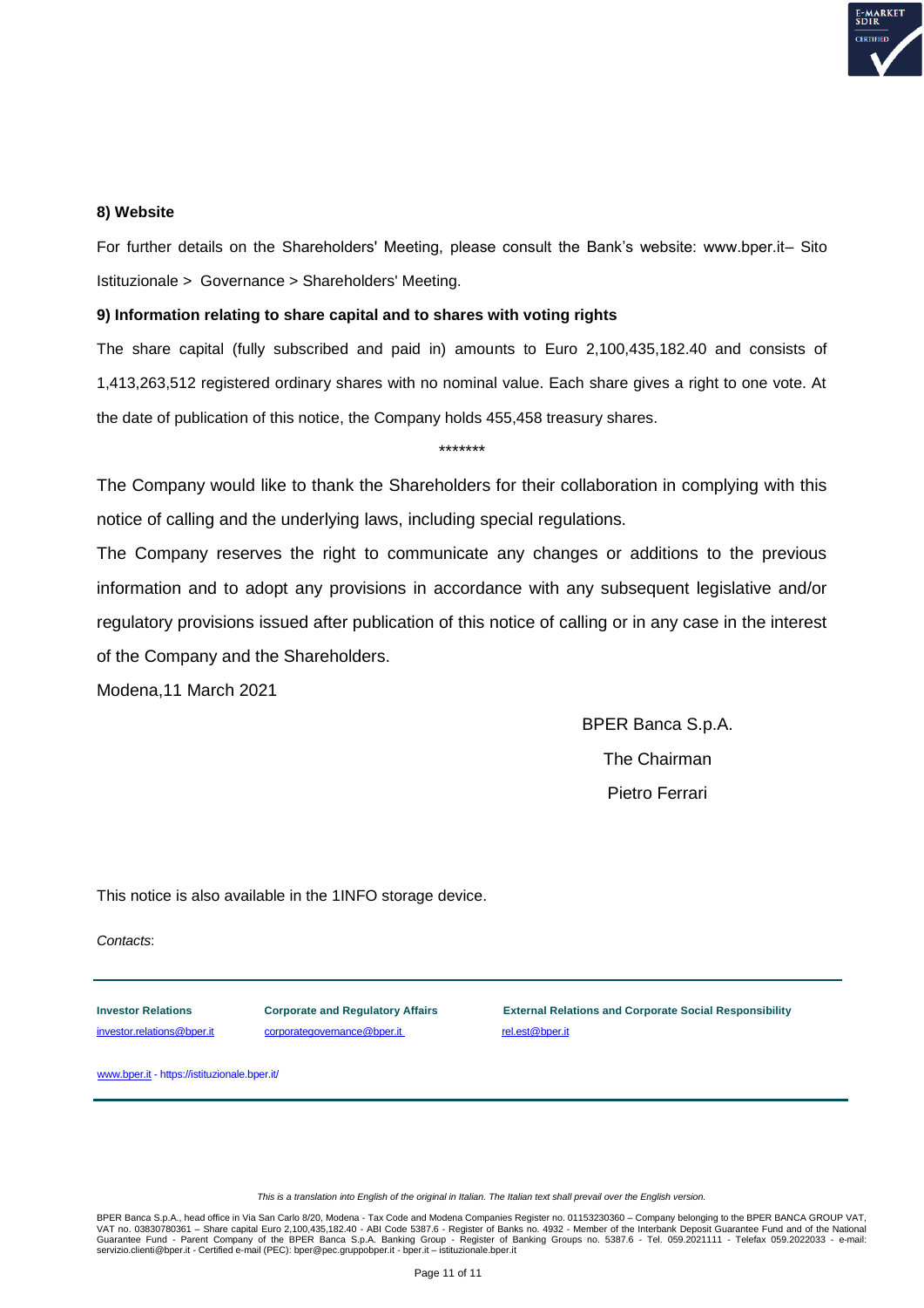**8) Website**

For further details on the Shareholders' Meeting, please consult the Bank's website: www.bper.it– Sito Istituzionale > Governance > Shareholders' Meeting.

**9) Information relating to share capital and to shares with voting rights**

The share capital (fully subscribed and paid in) amounts to Euro 2,100,435,182.40 and consists of 1,413,263,512 registered ordinary shares with no nominal value. Each share gives a right to one vote. At the date of publication of this notice, the Company holds 455,458 treasury shares.

*******

The Company would like to thank the Shareholders for their collaboration in complying with this notice of calling and the underlying laws, including special regulations.

The Company reserves the right to communicate any changes or additions to the previous information and to adopt any provisions in accordance with any subsequent legislative and/or regulatory provisions issued after publication of this notice of calling or in any case in the interest of the Company and the Shareholders.

Modena,11 March 2021

BPER Banca S.p.A.

The Chairman

Pietro Ferrari

This notice is also available in the 1INFO storage device.

*Contacts*:

| Investor Relations | Corporate and Regulatory Affairs | External Relations and Corporate Social Responsibility |
|---|---|---|
| investor.relations@bper.it | corporategovernance@bper.it | rel.est@bper.it |

www.bper.it - https://istituzionale.bper.it/

*This is a translation into English of the original in Italian. The Italian text shall prevail over the English version.*

BPER Banca S.p.A., head office in Via San Carlo 8/20, Modena - Tax Code and Modena Companies Register no. 01153230360 – Company belonging to the BPER BANCA GROUP VAT, VAT no. 03830780361 – Share capital Euro 2,100,435,182.40 - ABI Code 5387.6 - Register of Banks no. 4932 - Member of the Interbank Deposit Guarantee Fund and of the National Guarantee Fund - Parent Company of the BPER Banca S.p.A. Banking Group - Register of Banking Groups no. 5387.6 - Tel. 059.2021111 - Telefax 059.2022033 - e-mail: servizio.clienti@bper.it - Certified e-mail (PEC): bper@pec.gruppobper.it - bper.it – istituzionale.bper.it